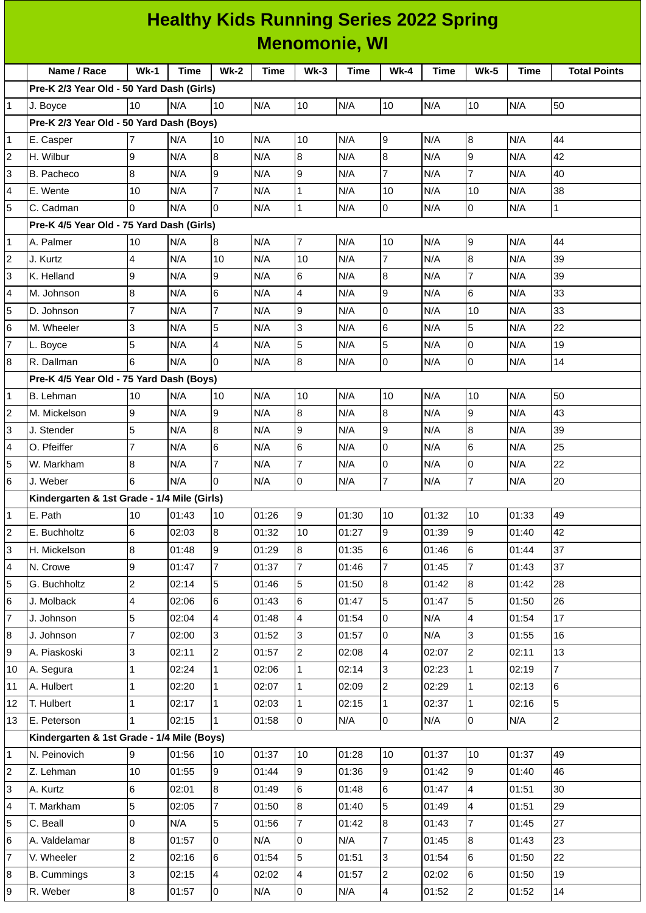# Healthy Kids Running Series 2022 Spring
## Menomonie, WI

| | Name / Race | Wk-1 | Time | Wk-2 | Time | Wk-3 | Time | Wk-4 | Time | Wk-5 | Time | Total Points |
|---|---|---|---|---|---|---|---|---|---|---|---|---|
| | **Pre-K 2/3 Year Old - 50 Yard Dash (Girls)** | | | | | | | | | | | |
| 1 | J. Boyce | 10 | N/A | 10 | N/A | 10 | N/A | 10 | N/A | 10 | N/A | 50 |
| | **Pre-K 2/3 Year Old - 50 Yard Dash (Boys)** | | | | | | | | | | | |
| 1 | E. Casper | 7 | N/A | 10 | N/A | 10 | N/A | 9 | N/A | 8 | N/A | 44 |
| 2 | H. Wilbur | 9 | N/A | 8 | N/A | 8 | N/A | 8 | N/A | 9 | N/A | 42 |
| 3 | B. Pacheco | 8 | N/A | 9 | N/A | 9 | N/A | 7 | N/A | 7 | N/A | 40 |
| 4 | E. Wente | 10 | N/A | 7 | N/A | 1 | N/A | 10 | N/A | 10 | N/A | 38 |
| 5 | C. Cadman | 0 | N/A | 0 | N/A | 1 | N/A | 0 | N/A | 0 | N/A | 1 |
| | **Pre-K 4/5 Year Old - 75 Yard Dash (Girls)** | | | | | | | | | | | |
| 1 | A. Palmer | 10 | N/A | 8 | N/A | 7 | N/A | 10 | N/A | 9 | N/A | 44 |
| 2 | J. Kurtz | 4 | N/A | 10 | N/A | 10 | N/A | 7 | N/A | 8 | N/A | 39 |
| 3 | K. Helland | 9 | N/A | 9 | N/A | 6 | N/A | 8 | N/A | 7 | N/A | 39 |
| 4 | M. Johnson | 8 | N/A | 6 | N/A | 4 | N/A | 9 | N/A | 6 | N/A | 33 |
| 5 | D. Johnson | 7 | N/A | 7 | N/A | 9 | N/A | 0 | N/A | 10 | N/A | 33 |
| 6 | M. Wheeler | 3 | N/A | 5 | N/A | 3 | N/A | 6 | N/A | 5 | N/A | 22 |
| 7 | L. Boyce | 5 | N/A | 4 | N/A | 5 | N/A | 5 | N/A | 0 | N/A | 19 |
| 8 | R. Dallman | 6 | N/A | 0 | N/A | 8 | N/A | 0 | N/A | 0 | N/A | 14 |
| | **Pre-K 4/5 Year Old - 75 Yard Dash (Boys)** | | | | | | | | | | | |
| 1 | B. Lehman | 10 | N/A | 10 | N/A | 10 | N/A | 10 | N/A | 10 | N/A | 50 |
| 2 | M. Mickelson | 9 | N/A | 9 | N/A | 8 | N/A | 8 | N/A | 9 | N/A | 43 |
| 3 | J. Stender | 5 | N/A | 8 | N/A | 9 | N/A | 9 | N/A | 8 | N/A | 39 |
| 4 | O. Pfeiffer | 7 | N/A | 6 | N/A | 6 | N/A | 0 | N/A | 6 | N/A | 25 |
| 5 | W. Markham | 8 | N/A | 7 | N/A | 7 | N/A | 0 | N/A | 0 | N/A | 22 |
| 6 | J. Weber | 6 | N/A | 0 | N/A | 0 | N/A | 7 | N/A | 7 | N/A | 20 |
| | **Kindergarten & 1st Grade - 1/4 Mile (Girls)** | | | | | | | | | | | |
| 1 | E. Path | 10 | 01:43 | 10 | 01:26 | 9 | 01:30 | 10 | 01:32 | 10 | 01:33 | 49 |
| 2 | E. Buchholtz | 6 | 02:03 | 8 | 01:32 | 10 | 01:27 | 9 | 01:39 | 9 | 01:40 | 42 |
| 3 | H. Mickelson | 8 | 01:48 | 9 | 01:29 | 8 | 01:35 | 6 | 01:46 | 6 | 01:44 | 37 |
| 4 | N. Crowe | 9 | 01:47 | 7 | 01:37 | 7 | 01:46 | 7 | 01:45 | 7 | 01:43 | 37 |
| 5 | G. Buchholtz | 2 | 02:14 | 5 | 01:46 | 5 | 01:50 | 8 | 01:42 | 8 | 01:42 | 28 |
| 6 | J. Molback | 4 | 02:06 | 6 | 01:43 | 6 | 01:47 | 5 | 01:47 | 5 | 01:50 | 26 |
| 7 | J. Johnson | 5 | 02:04 | 4 | 01:48 | 4 | 01:54 | 0 | N/A | 4 | 01:54 | 17 |
| 8 | J. Johnson | 7 | 02:00 | 3 | 01:52 | 3 | 01:57 | 0 | N/A | 3 | 01:55 | 16 |
| 9 | A. Piaskoski | 3 | 02:11 | 2 | 01:57 | 2 | 02:08 | 4 | 02:07 | 2 | 02:11 | 13 |
| 10 | A. Segura | 1 | 02:24 | 1 | 02:06 | 1 | 02:14 | 3 | 02:23 | 1 | 02:19 | 7 |
| 11 | A. Hulbert | 1 | 02:20 | 1 | 02:07 | 1 | 02:09 | 2 | 02:29 | 1 | 02:13 | 6 |
| 12 | T. Hulbert | 1 | 02:17 | 1 | 02:03 | 1 | 02:15 | 1 | 02:37 | 1 | 02:16 | 5 |
| 13 | E. Peterson | 1 | 02:15 | 1 | 01:58 | 0 | N/A | 0 | N/A | 0 | N/A | 2 |
| | **Kindergarten & 1st Grade - 1/4 Mile (Boys)** | | | | | | | | | | | |
| 1 | N. Peinovich | 9 | 01:56 | 10 | 01:37 | 10 | 01:28 | 10 | 01:37 | 10 | 01:37 | 49 |
| 2 | Z. Lehman | 10 | 01:55 | 9 | 01:44 | 9 | 01:36 | 9 | 01:42 | 9 | 01:40 | 46 |
| 3 | A. Kurtz | 6 | 02:01 | 8 | 01:49 | 6 | 01:48 | 6 | 01:47 | 4 | 01:51 | 30 |
| 4 | T. Markham | 5 | 02:05 | 7 | 01:50 | 8 | 01:40 | 5 | 01:49 | 4 | 01:51 | 29 |
| 5 | C. Beall | 0 | N/A | 5 | 01:56 | 7 | 01:42 | 8 | 01:43 | 7 | 01:45 | 27 |
| 6 | A. Valdelamar | 8 | 01:57 | 0 | N/A | 0 | N/A | 7 | 01:45 | 8 | 01:43 | 23 |
| 7 | V. Wheeler | 2 | 02:16 | 6 | 01:54 | 5 | 01:51 | 3 | 01:54 | 6 | 01:50 | 22 |
| 8 | B. Cummings | 3 | 02:15 | 4 | 02:02 | 4 | 01:57 | 2 | 02:02 | 6 | 01:50 | 19 |
| 9 | R. Weber | 8 | 01:57 | 0 | N/A | 0 | N/A | 4 | 01:52 | 2 | 01:52 | 14 |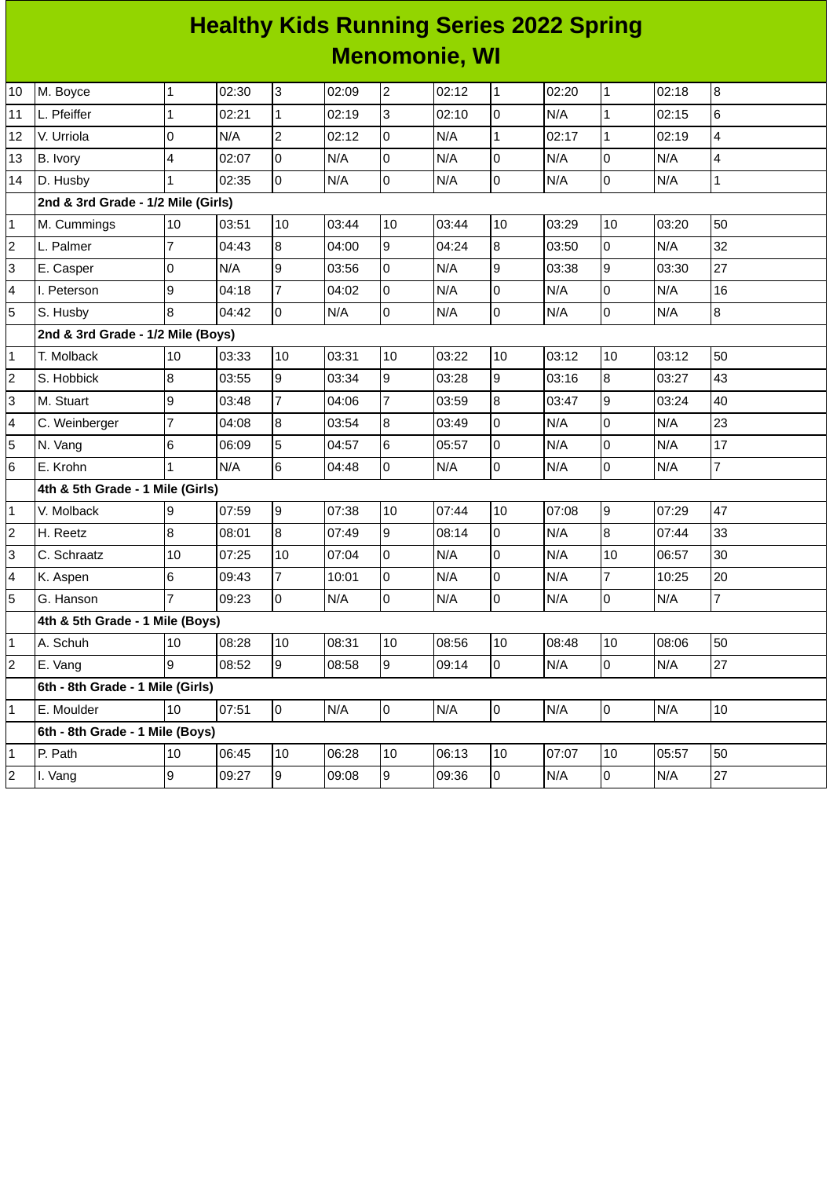# Healthy Kids Running Series 2022 Spring
## Menomonie, WI

| | | | | | | | | | | | | |
|---|---|---|---|---|---|---|---|---|---|---|---|---|
| 10 | M. Boyce | 1 | 02:30 | 3 | 02:09 | 2 | 02:12 | 1 | 02:20 | 1 | 02:18 | 8 |
| 11 | L. Pfeiffer | 1 | 02:21 | 1 | 02:19 | 3 | 02:10 | 0 | N/A | 1 | 02:15 | 6 |
| 12 | V. Urriola | 0 | N/A | 2 | 02:12 | 0 | N/A | 1 | 02:17 | 1 | 02:19 | 4 |
| 13 | B. Ivory | 4 | 02:07 | 0 | N/A | 0 | N/A | 0 | N/A | 0 | N/A | 4 |
| 14 | D. Husby | 1 | 02:35 | 0 | N/A | 0 | N/A | 0 | N/A | 0 | N/A | 1 |
| | **2nd & 3rd Grade - 1/2 Mile (Girls)** | | | | | | | | | | | |
| 1 | M. Cummings | 10 | 03:51 | 10 | 03:44 | 10 | 03:44 | 10 | 03:29 | 10 | 03:20 | 50 |
| 2 | L. Palmer | 7 | 04:43 | 8 | 04:00 | 9 | 04:24 | 8 | 03:50 | 0 | N/A | 32 |
| 3 | E. Casper | 0 | N/A | 9 | 03:56 | 0 | N/A | 9 | 03:38 | 9 | 03:30 | 27 |
| 4 | I. Peterson | 9 | 04:18 | 7 | 04:02 | 0 | N/A | 0 | N/A | 0 | N/A | 16 |
| 5 | S. Husby | 8 | 04:42 | 0 | N/A | 0 | N/A | 0 | N/A | 0 | N/A | 8 |
| | **2nd & 3rd Grade - 1/2 Mile (Boys)** | | | | | | | | | | | |
| 1 | T. Molback | 10 | 03:33 | 10 | 03:31 | 10 | 03:22 | 10 | 03:12 | 10 | 03:12 | 50 |
| 2 | S. Hobbick | 8 | 03:55 | 9 | 03:34 | 9 | 03:28 | 9 | 03:16 | 8 | 03:27 | 43 |
| 3 | M. Stuart | 9 | 03:48 | 7 | 04:06 | 7 | 03:59 | 8 | 03:47 | 9 | 03:24 | 40 |
| 4 | C. Weinberger | 7 | 04:08 | 8 | 03:54 | 8 | 03:49 | 0 | N/A | 0 | N/A | 23 |
| 5 | N. Vang | 6 | 06:09 | 5 | 04:57 | 6 | 05:57 | 0 | N/A | 0 | N/A | 17 |
| 6 | E. Krohn | 1 | N/A | 6 | 04:48 | 0 | N/A | 0 | N/A | 0 | N/A | 7 |
| | **4th & 5th Grade - 1 Mile (Girls)** | | | | | | | | | | | |
| 1 | V. Molback | 9 | 07:59 | 9 | 07:38 | 10 | 07:44 | 10 | 07:08 | 9 | 07:29 | 47 |
| 2 | H. Reetz | 8 | 08:01 | 8 | 07:49 | 9 | 08:14 | 0 | N/A | 8 | 07:44 | 33 |
| 3 | C. Schraatz | 10 | 07:25 | 10 | 07:04 | 0 | N/A | 0 | N/A | 10 | 06:57 | 30 |
| 4 | K. Aspen | 6 | 09:43 | 7 | 10:01 | 0 | N/A | 0 | N/A | 7 | 10:25 | 20 |
| 5 | G. Hanson | 7 | 09:23 | 0 | N/A | 0 | N/A | 0 | N/A | 0 | N/A | 7 |
| | **4th & 5th Grade - 1 Mile (Boys)** | | | | | | | | | | | |
| 1 | A. Schuh | 10 | 08:28 | 10 | 08:31 | 10 | 08:56 | 10 | 08:48 | 10 | 08:06 | 50 |
| 2 | E. Vang | 9 | 08:52 | 9 | 08:58 | 9 | 09:14 | 0 | N/A | 0 | N/A | 27 |
| | **6th - 8th Grade - 1 Mile (Girls)** | | | | | | | | | | | |
| 1 | E. Moulder | 10 | 07:51 | 0 | N/A | 0 | N/A | 0 | N/A | 0 | N/A | 10 |
| | **6th - 8th Grade - 1 Mile (Boys)** | | | | | | | | | | | |
| 1 | P. Path | 10 | 06:45 | 10 | 06:28 | 10 | 06:13 | 10 | 07:07 | 10 | 05:57 | 50 |
| 2 | I. Vang | 9 | 09:27 | 9 | 09:08 | 9 | 09:36 | 0 | N/A | 0 | N/A | 27 |